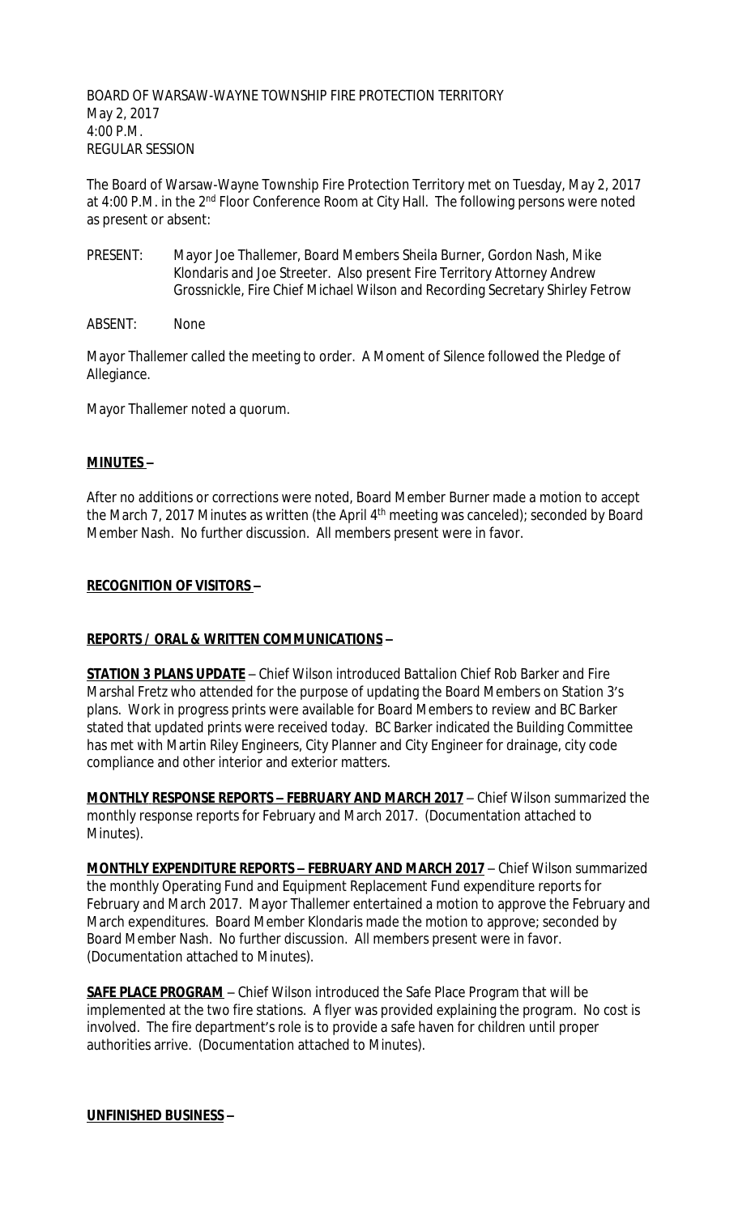BOARD OF WARSAW-WAYNE TOWNSHIP FIRE PROTECTION TERRITORY
May 2, 2017
4:00 P.M.
REGULAR SESSION

The Board of Warsaw-Wayne Township Fire Protection Territory met on Tuesday, May 2, 2017 at 4:00 P.M. in the 2nd Floor Conference Room at City Hall. The following persons were noted as present or absent:

PRESENT: Mayor Joe Thallemer, Board Members Sheila Burner, Gordon Nash, Mike Klondaris and Joe Streeter. Also present Fire Territory Attorney Andrew Grossnickle, Fire Chief Michael Wilson and Recording Secretary Shirley Fetrow

ABSENT: None

Mayor Thallemer called the meeting to order. A Moment of Silence followed the Pledge of Allegiance.

Mayor Thallemer noted a quorum.

**MINUTES –**

After no additions or corrections were noted, Board Member Burner made a motion to accept the March 7, 2017 Minutes as written (the April 4th meeting was canceled); seconded by Board Member Nash. No further discussion. All members present were in favor.

**RECOGNITION OF VISITORS –**

**REPORTS / ORAL & WRITTEN COMMUNICATIONS –**

**STATION 3 PLANS UPDATE** – Chief Wilson introduced Battalion Chief Rob Barker and Fire Marshal Fretz who attended for the purpose of updating the Board Members on Station 3's plans. Work in progress prints were available for Board Members to review and BC Barker stated that updated prints were received today. BC Barker indicated the Building Committee has met with Martin Riley Engineers, City Planner and City Engineer for drainage, city code compliance and other interior and exterior matters.

**MONTHLY RESPONSE REPORTS – FEBRUARY AND MARCH 2017** – Chief Wilson summarized the monthly response reports for February and March 2017. (Documentation attached to Minutes).

**MONTHLY EXPENDITURE REPORTS – FEBRUARY AND MARCH 2017** – Chief Wilson summarized the monthly Operating Fund and Equipment Replacement Fund expenditure reports for February and March 2017. Mayor Thallemer entertained a motion to approve the February and March expenditures. Board Member Klondaris made the motion to approve; seconded by Board Member Nash. No further discussion. All members present were in favor. (Documentation attached to Minutes).

**SAFE PLACE PROGRAM** – Chief Wilson introduced the Safe Place Program that will be implemented at the two fire stations. A flyer was provided explaining the program. No cost is involved. The fire department's role is to provide a safe haven for children until proper authorities arrive. (Documentation attached to Minutes).

**UNFINISHED BUSINESS –**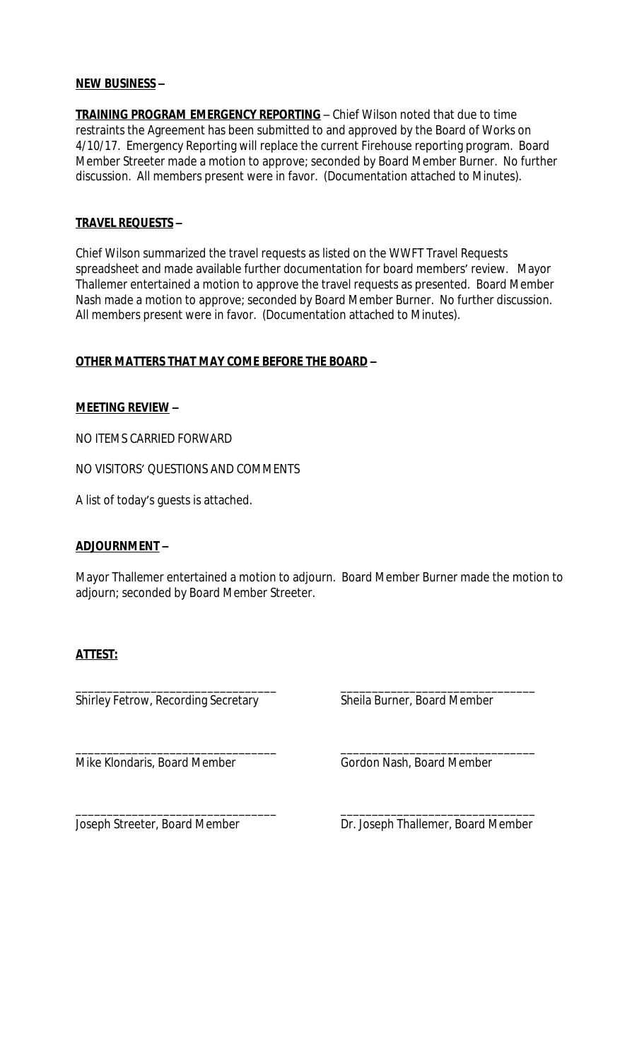**NEW BUSINESS –**

**TRAINING PROGRAM EMERGENCY REPORTING** – Chief Wilson noted that due to time restraints the Agreement has been submitted to and approved by the Board of Works on 4/10/17. Emergency Reporting will replace the current Firehouse reporting program. Board Member Streeter made a motion to approve; seconded by Board Member Burner. No further discussion. All members present were in favor. (Documentation attached to Minutes).

**TRAVEL REQUESTS –**

Chief Wilson summarized the travel requests as listed on the WWFT Travel Requests spreadsheet and made available further documentation for board members' review. Mayor Thallemer entertained a motion to approve the travel requests as presented. Board Member Nash made a motion to approve; seconded by Board Member Burner. No further discussion. All members present were in favor. (Documentation attached to Minutes).

**OTHER MATTERS THAT MAY COME BEFORE THE BOARD –**

**MEETING REVIEW –**

NO ITEMS CARRIED FORWARD

NO VISITORS' QUESTIONS AND COMMENTS

A list of today's guests is attached.

**ADJOURNMENT –**

Mayor Thallemer entertained a motion to adjourn. Board Member Burner made the motion to adjourn; seconded by Board Member Streeter.

**ATTEST:**

| | |
|---|---|
| ______________________________ | ______________________________ |
| Shirley Fetrow, Recording Secretary | Sheila Burner, Board Member |
| ______________________________ | ______________________________ |
| Mike Klondaris, Board Member | Gordon Nash, Board Member |
| ______________________________ | ______________________________ |
| Joseph Streeter, Board Member | Dr. Joseph Thallemer, Board Member |